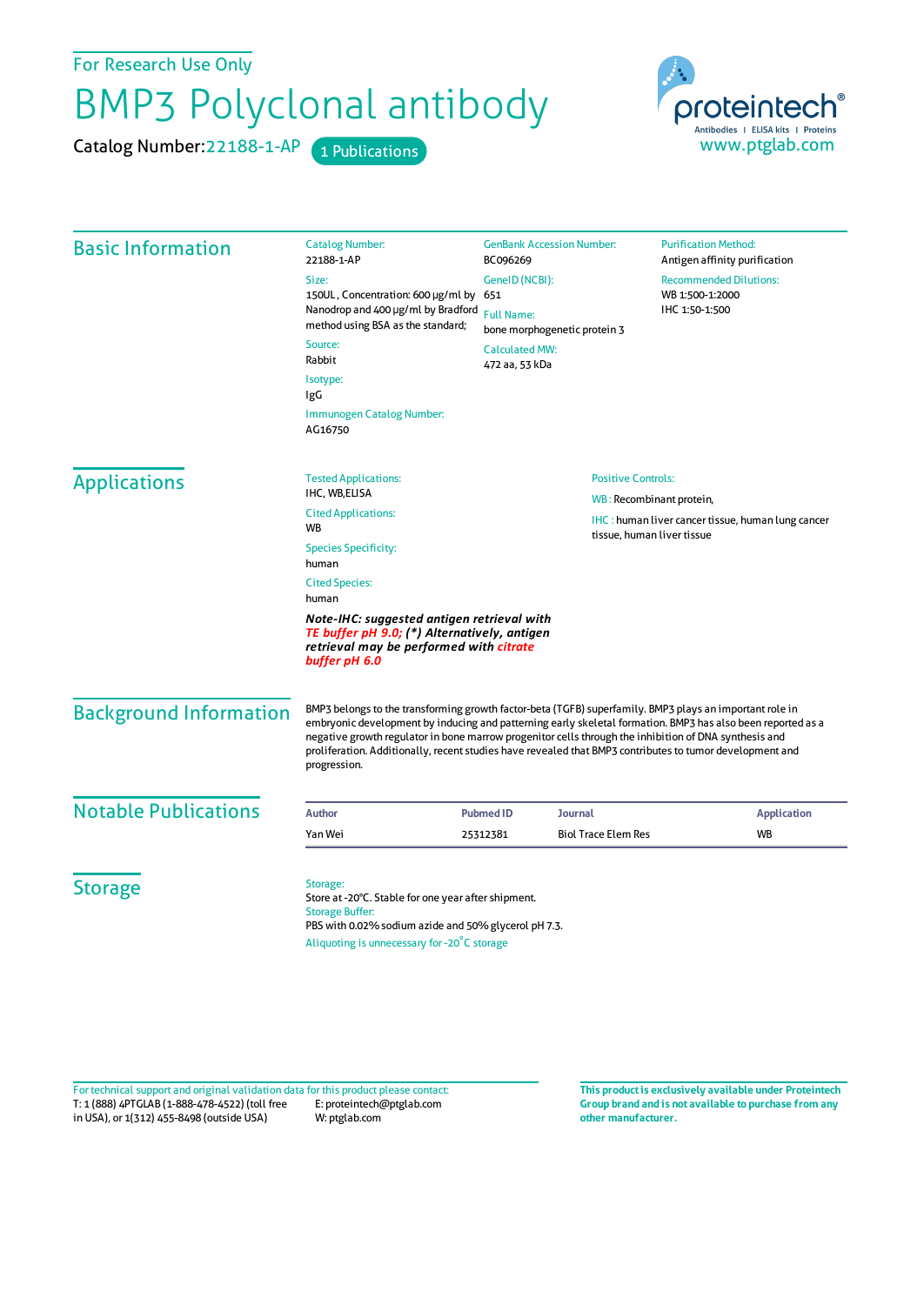For Research Use Only

# BMP3 Polyclonal antibody

Catalog Number:22188-1-AP 1 Publications

proteintech® Antibodies | ELISA kits | Proteins
www.ptglab.com

## Basic Information

Catalog Number:
22188-1-AP

Size:
150UL , Concentration: 600 μg/ml by Nanodrop and 400 μg/ml by Bradford method using BSA as the standard;

Source:
Rabbit

Isotype:
IgG

Immunogen Catalog Number:
AG16750

GenBank Accession Number:
BC096269

GeneID (NCBI):
651

Full Name:
bone morphogenetic protein 3

Calculated MW:
472 aa, 53 kDa

Purification Method:
Antigen affinity purification

Recommended Dilutions:
WB 1:500-1:2000
IHC 1:50-1:500

## Applications

Tested Applications:
IHC, WB,ELISA

Cited Applications:
WB

Species Specificity:
human

Cited Species:
human

***Note-IHC: suggested antigen retrieval with TE buffer pH 9.0; (\*) Alternatively, antigen retrieval may be performed with citrate buffer pH 6.0***

Positive Controls:

WB : Recombinant protein,

IHC : human liver cancer tissue, human lung cancer tissue, human liver tissue

## Background Information

BMP3 belongs to the transforming growth factor-beta (TGFB) superfamily. BMP3 plays an important role in embryonic development by inducing and patterning early skeletal formation. BMP3 has also been reported as a negative growth regulator in bone marrow progenitor cells through the inhibition of DNA synthesis and proliferation. Additionally, recent studies have revealed that BMP3 contributes to tumor development and progression.

## Notable Publications

| Author | Pubmed ID | Journal | Application |
|---|---|---|---|
| Yan Wei | 25312381 | Biol Trace Elem Res | WB |

## Storage

Storage:
Store at -20°C. Stable for one year after shipment.

Storage Buffer:
PBS with 0.02% sodium azide and 50% glycerol pH 7.3.

Aliquoting is unnecessary for -20°C storage

For technical support and original validation data for this product please contact:
T: 1 (888) 4PTGLAB (1-888-478-4522) (toll free in USA), or 1(312) 455-8498 (outside USA)
E: proteintech@ptglab.com
W: ptglab.com

**This product is exclusively available under Proteintech Group brand and is not available to purchase from any other manufacturer.**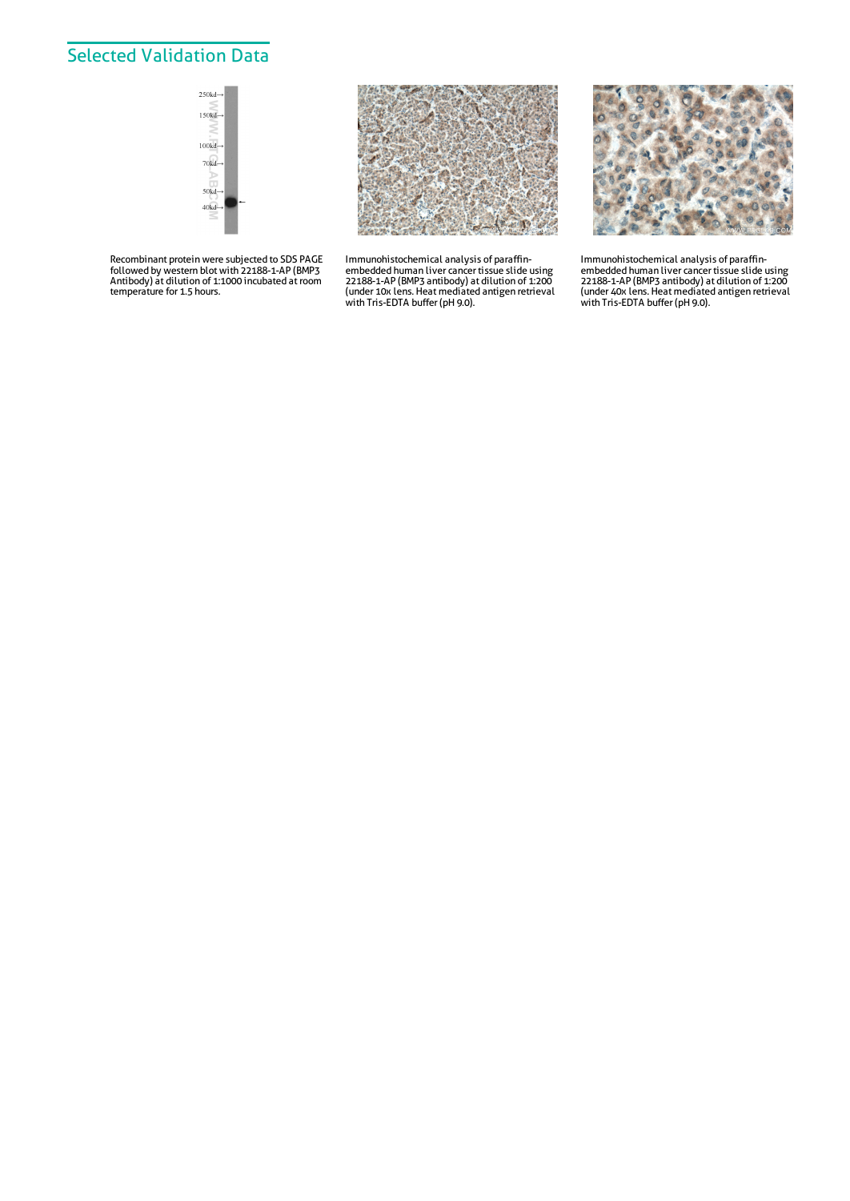## Selected Validation Data

250kd→
150kd→
100kd→
70kd→
50kd→
40kd→

Recombinant protein were subjected to SDS PAGE followed by western blot with 22188-1-AP (BMP3 Antibody) at dilution of 1:1000 incubated at room temperature for 1.5 hours.

Immunohistochemical analysis of paraffin-embedded human liver cancer tissue slide using 22188-1-AP (BMP3 antibody) at dilution of 1:200 (under 10x lens. Heat mediated antigen retrieval with Tris-EDTA buffer (pH 9.0).

Immunohistochemical analysis of paraffin-embedded human liver cancer tissue slide using 22188-1-AP (BMP3 antibody) at dilution of 1:200 (under 40x lens. Heat mediated antigen retrieval with Tris-EDTA buffer (pH 9.0).